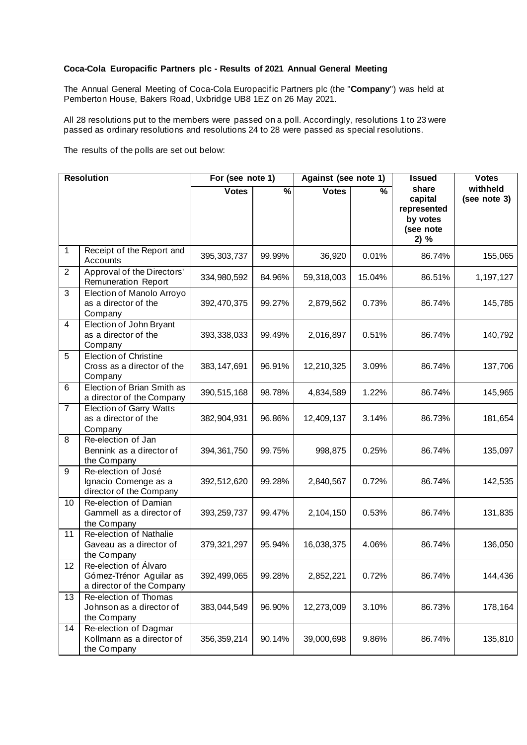**Coca-Cola Europacific Partners plc - Results of 2021 Annual General Meeting**

The Annual General Meeting of Coca-Cola Europacific Partners plc (the "**Company**") was held at Pemberton House, Bakers Road, Uxbridge UB8 1EZ on 26 May 2021.

All 28 resolutions put to the members were passed on a poll. Accordingly, resolutions 1 to 23 were passed as ordinary resolutions and resolutions 24 to 28 were passed as special resolutions.

The results of the polls are set out below:

| Resolution | | For (see note 1) | | Against (see note 1) | | Issued share capital represented by votes (see note 2) % | Votes withheld (see note 3) |
|---|---|---|---|---|---|---|---|
| | | Votes | % | Votes | % | | |
| 1 | Receipt of the Report and Accounts | 395,303,737 | 99.99% | 36,920 | 0.01% | 86.74% | 155,065 |
| 2 | Approval of the Directors' Remuneration Report | 334,980,592 | 84.96% | 59,318,003 | 15.04% | 86.51% | 1,197,127 |
| 3 | Election of Manolo Arroyo as a director of the Company | 392,470,375 | 99.27% | 2,879,562 | 0.73% | 86.74% | 145,785 |
| 4 | Election of John Bryant as a director of the Company | 393,338,033 | 99.49% | 2,016,897 | 0.51% | 86.74% | 140,792 |
| 5 | Election of Christine Cross as a director of the Company | 383,147,691 | 96.91% | 12,210,325 | 3.09% | 86.74% | 137,706 |
| 6 | Election of Brian Smith as a director of the Company | 390,515,168 | 98.78% | 4,834,589 | 1.22% | 86.74% | 145,965 |
| 7 | Election of Garry Watts as a director of the Company | 382,904,931 | 96.86% | 12,409,137 | 3.14% | 86.73% | 181,654 |
| 8 | Re-election of Jan Bennink as a director of the Company | 394,361,750 | 99.75% | 998,875 | 0.25% | 86.74% | 135,097 |
| 9 | Re-election of José Ignacio Comenge as a director of the Company | 392,512,620 | 99.28% | 2,840,567 | 0.72% | 86.74% | 142,535 |
| 10 | Re-election of Damian Gammell as a director of the Company | 393,259,737 | 99.47% | 2,104,150 | 0.53% | 86.74% | 131,835 |
| 11 | Re-election of Nathalie Gaveau as a director of the Company | 379,321,297 | 95.94% | 16,038,375 | 4.06% | 86.74% | 136,050 |
| 12 | Re-election of Álvaro Gómez-Trénor Aguilar as a director of the Company | 392,499,065 | 99.28% | 2,852,221 | 0.72% | 86.74% | 144,436 |
| 13 | Re-election of Thomas Johnson as a director of the Company | 383,044,549 | 96.90% | 12,273,009 | 3.10% | 86.73% | 178,164 |
| 14 | Re-election of Dagmar Kollmann as a director of the Company | 356,359,214 | 90.14% | 39,000,698 | 9.86% | 86.74% | 135,810 |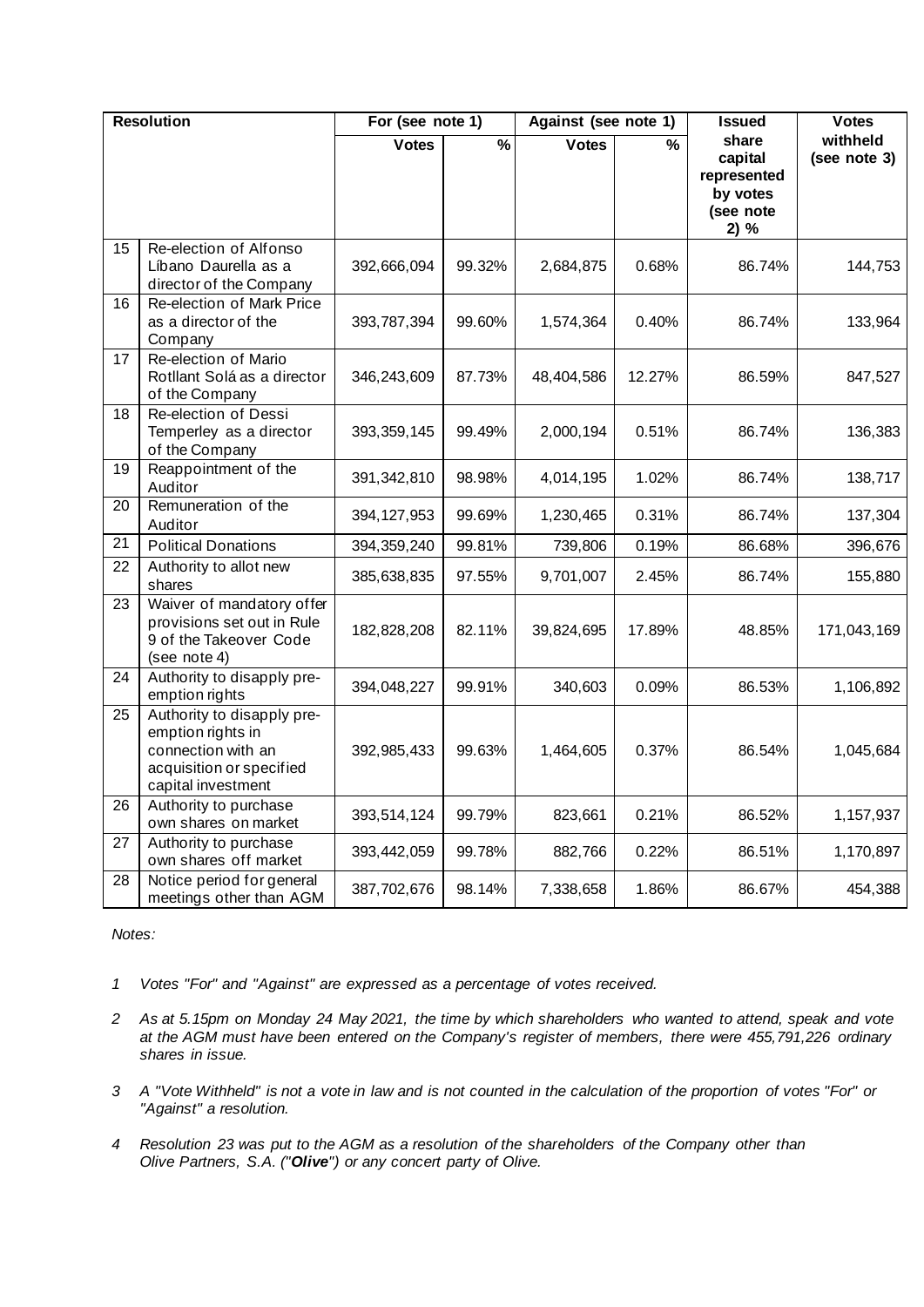| Resolution | | For (see note 1) | | Against (see note 1) | | Issued share capital represented by votes (see note 2) % | Votes withheld (see note 3) |
|---|---|---|---|---|---|---|---|
| | | Votes | % | Votes | % | | |
| 15 | Re-election of Alfonso Líbano Daurella as a director of the Company | 392,666,094 | 99.32% | 2,684,875 | 0.68% | 86.74% | 144,753 |
| 16 | Re-election of Mark Price as a director of the Company | 393,787,394 | 99.60% | 1,574,364 | 0.40% | 86.74% | 133,964 |
| 17 | Re-election of Mario Rotllant Solá as a director of the Company | 346,243,609 | 87.73% | 48,404,586 | 12.27% | 86.59% | 847,527 |
| 18 | Re-election of Dessi Temperley as a director of the Company | 393,359,145 | 99.49% | 2,000,194 | 0.51% | 86.74% | 136,383 |
| 19 | Reappointment of the Auditor | 391,342,810 | 98.98% | 4,014,195 | 1.02% | 86.74% | 138,717 |
| 20 | Remuneration of the Auditor | 394,127,953 | 99.69% | 1,230,465 | 0.31% | 86.74% | 137,304 |
| 21 | Political Donations | 394,359,240 | 99.81% | 739,806 | 0.19% | 86.68% | 396,676 |
| 22 | Authority to allot new shares | 385,638,835 | 97.55% | 9,701,007 | 2.45% | 86.74% | 155,880 |
| 23 | Waiver of mandatory offer provisions set out in Rule 9 of the Takeover Code (see note 4) | 182,828,208 | 82.11% | 39,824,695 | 17.89% | 48.85% | 171,043,169 |
| 24 | Authority to disapply pre-emption rights | 394,048,227 | 99.91% | 340,603 | 0.09% | 86.53% | 1,106,892 |
| 25 | Authority to disapply pre-emption rights in connection with an acquisition or specified capital investment | 392,985,433 | 99.63% | 1,464,605 | 0.37% | 86.54% | 1,045,684 |
| 26 | Authority to purchase own shares on market | 393,514,124 | 99.79% | 823,661 | 0.21% | 86.52% | 1,157,937 |
| 27 | Authority to purchase own shares off market | 393,442,059 | 99.78% | 882,766 | 0.22% | 86.51% | 1,170,897 |
| 28 | Notice period for general meetings other than AGM | 387,702,676 | 98.14% | 7,338,658 | 1.86% | 86.67% | 454,388 |

*Notes:*

*1 Votes "For" and "Against" are expressed as a percentage of votes received.*

*2 As at 5.15pm on Monday 24 May 2021, the time by which shareholders who wanted to attend, speak and vote at the AGM must have been entered on the Company's register of members, there were 455,791,226 ordinary shares in issue.*

*3 A "Vote Withheld" is not a vote in law and is not counted in the calculation of the proportion of votes "For" or "Against" a resolution.*

*4 Resolution 23 was put to the AGM as a resolution of the shareholders of the Company other than Olive Partners, S.A. ("**Olive**") or any concert party of Olive.*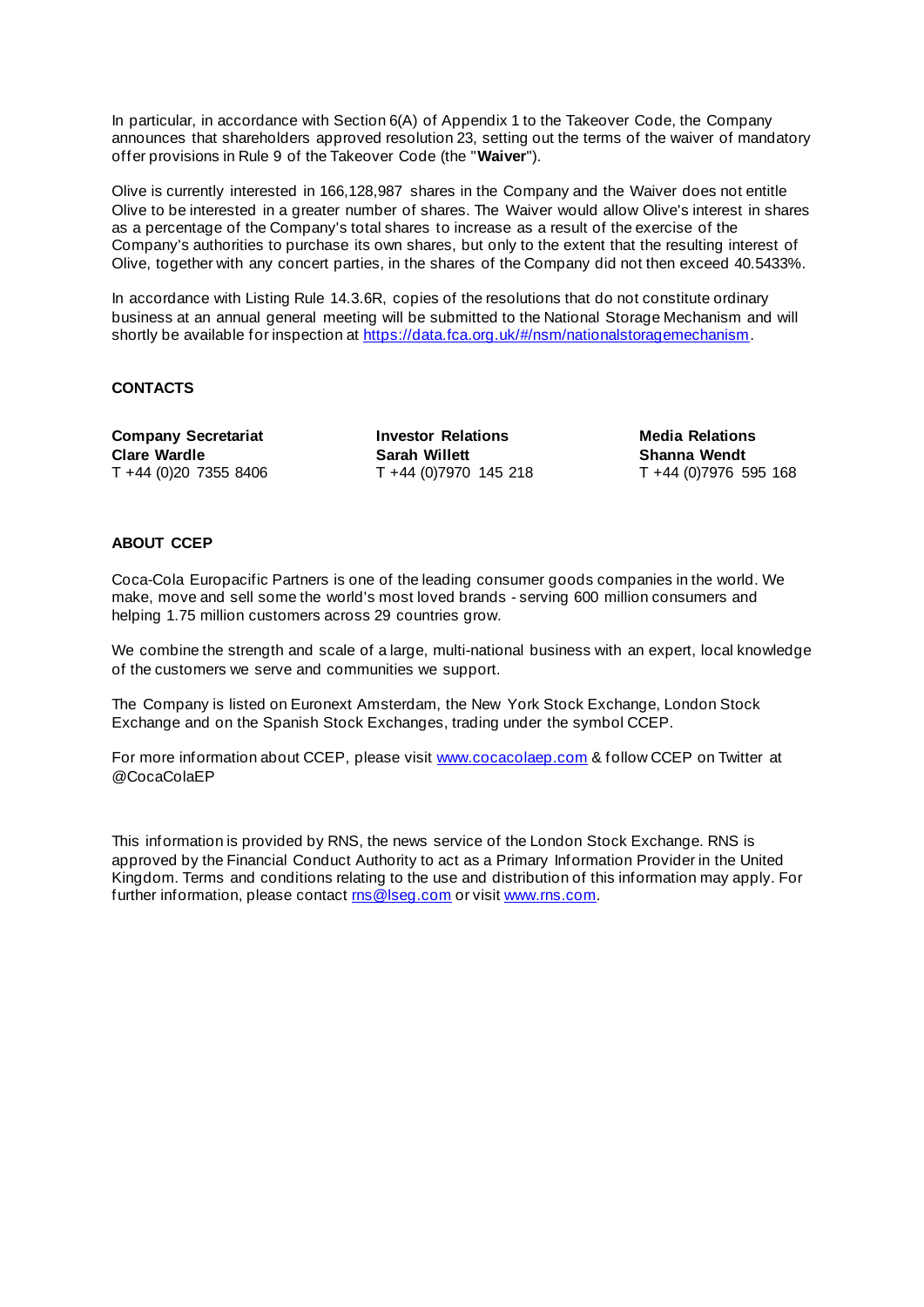In particular, in accordance with Section 6(A) of Appendix 1 to the Takeover Code, the Company announces that shareholders approved resolution 23, setting out the terms of the waiver of mandatory offer provisions in Rule 9 of the Takeover Code (the "**Waiver**").

Olive is currently interested in 166,128,987 shares in the Company and the Waiver does not entitle Olive to be interested in a greater number of shares. The Waiver would allow Olive's interest in shares as a percentage of the Company's total shares to increase as a result of the exercise of the Company's authorities to purchase its own shares, but only to the extent that the resulting interest of Olive, together with any concert parties, in the shares of the Company did not then exceed 40.5433%.

In accordance with Listing Rule 14.3.6R, copies of the resolutions that do not constitute ordinary business at an annual general meeting will be submitted to the National Storage Mechanism and will shortly be available for inspection at https://data.fca.org.uk/#/nsm/nationalstoragemechanism.

**CONTACTS**

| | | |
|---|---|---|
| **Company Secretariat** | **Investor Relations** | **Media Relations** |
| **Clare Wardle** | **Sarah Willett** | **Shanna Wendt** |
| T +44 (0)20 7355 8406 | T +44 (0)7970 145 218 | T +44 (0)7976 595 168 |

**ABOUT CCEP**

Coca-Cola Europacific Partners is one of the leading consumer goods companies in the world. We make, move and sell some the world's most loved brands - serving 600 million consumers and helping 1.75 million customers across 29 countries grow.

We combine the strength and scale of a large, multi-national business with an expert, local knowledge of the customers we serve and communities we support.

The Company is listed on Euronext Amsterdam, the New York Stock Exchange, London Stock Exchange and on the Spanish Stock Exchanges, trading under the symbol CCEP.

For more information about CCEP, please visit www.cocacolaep.com & follow CCEP on Twitter at @CocaColaEP

This information is provided by RNS, the news service of the London Stock Exchange. RNS is approved by the Financial Conduct Authority to act as a Primary Information Provider in the United Kingdom. Terms and conditions relating to the use and distribution of this information may apply. For further information, please contact rns@lseg.com or visit www.rns.com.